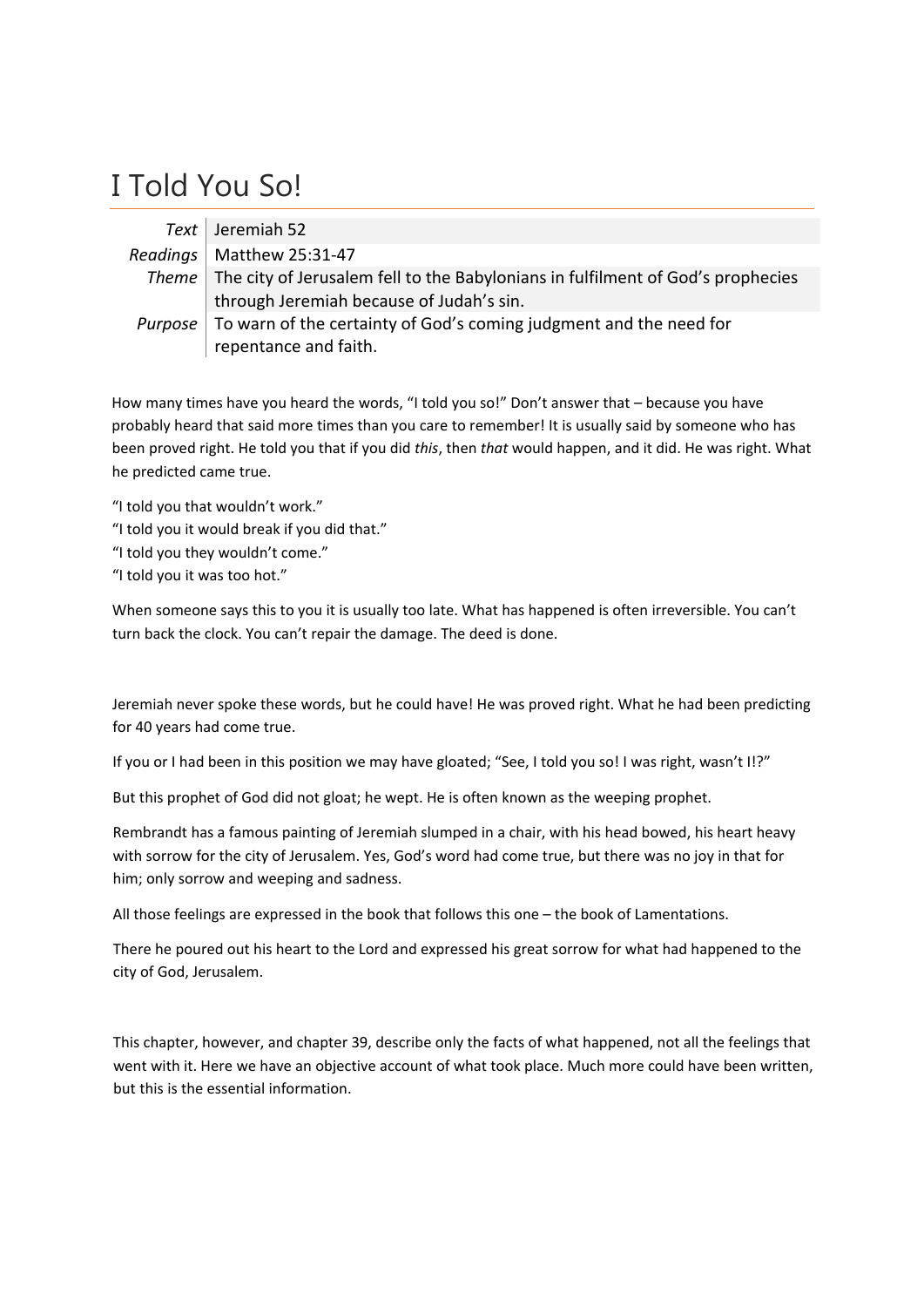# I Told You So!

| | |
|---|---|
| *Text* | Jeremiah 52 |
| *Readings* | Matthew 25:31-47 |
| *Theme* | The city of Jerusalem fell to the Babylonians in fulfilment of God's prophecies through Jeremiah because of Judah's sin. |
| *Purpose* | To warn of the certainty of God's coming judgment and the need for repentance and faith. |

How many times have you heard the words, "I told you so!" Don't answer that – because you have probably heard that said more times than you care to remember! It is usually said by someone who has been proved right. He told you that if you did *this*, then *that* would happen, and it did. He was right. What he predicted came true.

"I told you that wouldn't work."
"I told you it would break if you did that."
"I told you they wouldn't come."
"I told you it was too hot."

When someone says this to you it is usually too late. What has happened is often irreversible. You can't turn back the clock. You can't repair the damage. The deed is done.

Jeremiah never spoke these words, but he could have! He was proved right. What he had been predicting for 40 years had come true.

If you or I had been in this position we may have gloated; "See, I told you so! I was right, wasn't I!?"

But this prophet of God did not gloat; he wept. He is often known as the weeping prophet.

Rembrandt has a famous painting of Jeremiah slumped in a chair, with his head bowed, his heart heavy with sorrow for the city of Jerusalem. Yes, God's word had come true, but there was no joy in that for him; only sorrow and weeping and sadness.

All those feelings are expressed in the book that follows this one – the book of Lamentations.

There he poured out his heart to the Lord and expressed his great sorrow for what had happened to the city of God, Jerusalem.

This chapter, however, and chapter 39, describe only the facts of what happened, not all the feelings that went with it. Here we have an objective account of what took place. Much more could have been written, but this is the essential information.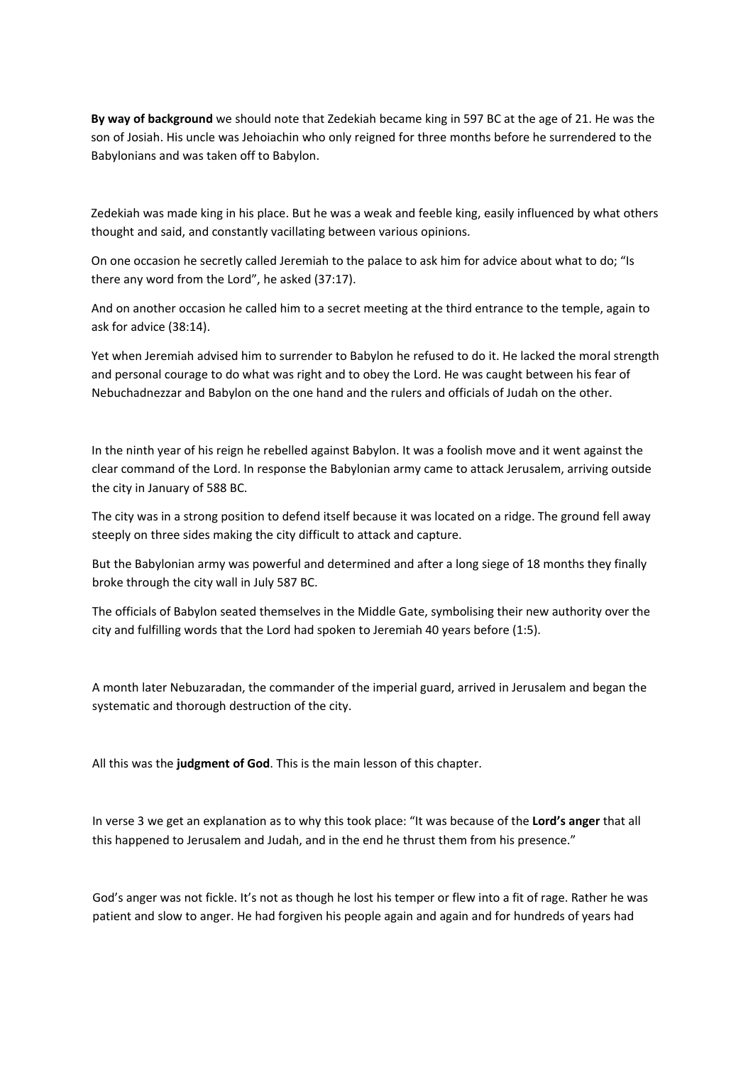**By way of background** we should note that Zedekiah became king in 597 BC at the age of 21. He was the son of Josiah. His uncle was Jehoiachin who only reigned for three months before he surrendered to the Babylonians and was taken off to Babylon.

Zedekiah was made king in his place. But he was a weak and feeble king, easily influenced by what others thought and said, and constantly vacillating between various opinions.

On one occasion he secretly called Jeremiah to the palace to ask him for advice about what to do; "Is there any word from the Lord", he asked (37:17).

And on another occasion he called him to a secret meeting at the third entrance to the temple, again to ask for advice (38:14).

Yet when Jeremiah advised him to surrender to Babylon he refused to do it. He lacked the moral strength and personal courage to do what was right and to obey the Lord. He was caught between his fear of Nebuchadnezzar and Babylon on the one hand and the rulers and officials of Judah on the other.

In the ninth year of his reign he rebelled against Babylon. It was a foolish move and it went against the clear command of the Lord. In response the Babylonian army came to attack Jerusalem, arriving outside the city in January of 588 BC.

The city was in a strong position to defend itself because it was located on a ridge. The ground fell away steeply on three sides making the city difficult to attack and capture.

But the Babylonian army was powerful and determined and after a long siege of 18 months they finally broke through the city wall in July 587 BC.

The officials of Babylon seated themselves in the Middle Gate, symbolising their new authority over the city and fulfilling words that the Lord had spoken to Jeremiah 40 years before (1:5).

A month later Nebuzaradan, the commander of the imperial guard, arrived in Jerusalem and began the systematic and thorough destruction of the city.

All this was the **judgment of God**. This is the main lesson of this chapter.

In verse 3 we get an explanation as to why this took place: "It was because of the **Lord's anger** that all this happened to Jerusalem and Judah, and in the end he thrust them from his presence."

God's anger was not fickle. It's not as though he lost his temper or flew into a fit of rage. Rather he was patient and slow to anger. He had forgiven his people again and again and for hundreds of years had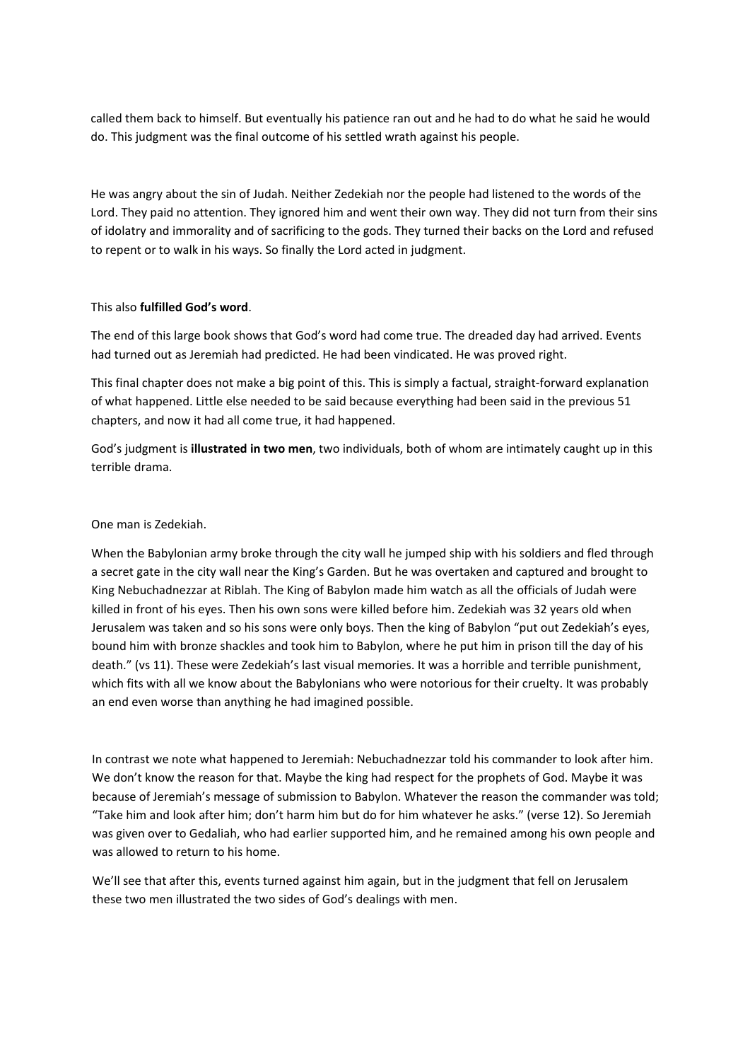called them back to himself. But eventually his patience ran out and he had to do what he said he would do. This judgment was the final outcome of his settled wrath against his people.

He was angry about the sin of Judah. Neither Zedekiah nor the people had listened to the words of the Lord. They paid no attention. They ignored him and went their own way. They did not turn from their sins of idolatry and immorality and of sacrificing to the gods. They turned their backs on the Lord and refused to repent or to walk in his ways. So finally the Lord acted in judgment.

This also **fulfilled God's word**.

The end of this large book shows that God's word had come true. The dreaded day had arrived. Events had turned out as Jeremiah had predicted. He had been vindicated. He was proved right.

This final chapter does not make a big point of this. This is simply a factual, straight-forward explanation of what happened. Little else needed to be said because everything had been said in the previous 51 chapters, and now it had all come true, it had happened.

God's judgment is **illustrated in two men**, two individuals, both of whom are intimately caught up in this terrible drama.

One man is Zedekiah.

When the Babylonian army broke through the city wall he jumped ship with his soldiers and fled through a secret gate in the city wall near the King's Garden. But he was overtaken and captured and brought to King Nebuchadnezzar at Riblah. The King of Babylon made him watch as all the officials of Judah were killed in front of his eyes. Then his own sons were killed before him. Zedekiah was 32 years old when Jerusalem was taken and so his sons were only boys. Then the king of Babylon "put out Zedekiah's eyes, bound him with bronze shackles and took him to Babylon, where he put him in prison till the day of his death." (vs 11). These were Zedekiah's last visual memories. It was a horrible and terrible punishment, which fits with all we know about the Babylonians who were notorious for their cruelty. It was probably an end even worse than anything he had imagined possible.

In contrast we note what happened to Jeremiah: Nebuchadnezzar told his commander to look after him. We don't know the reason for that. Maybe the king had respect for the prophets of God. Maybe it was because of Jeremiah's message of submission to Babylon. Whatever the reason the commander was told; "Take him and look after him; don't harm him but do for him whatever he asks." (verse 12). So Jeremiah was given over to Gedaliah, who had earlier supported him, and he remained among his own people and was allowed to return to his home.

We'll see that after this, events turned against him again, but in the judgment that fell on Jerusalem these two men illustrated the two sides of God's dealings with men.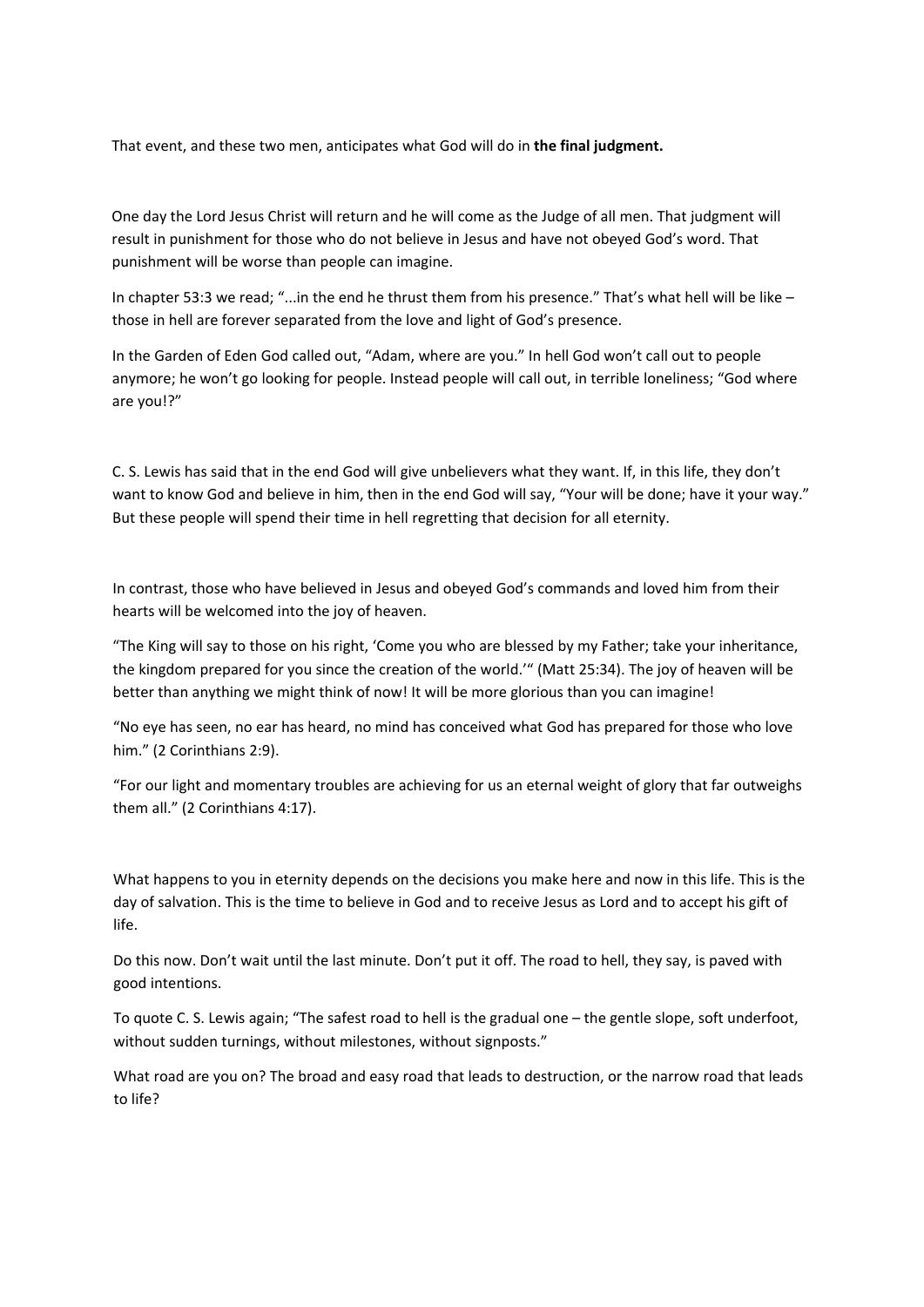That event, and these two men, anticipates what God will do in **the final judgment.**

One day the Lord Jesus Christ will return and he will come as the Judge of all men. That judgment will result in punishment for those who do not believe in Jesus and have not obeyed God's word. That punishment will be worse than people can imagine.

In chapter 53:3 we read; "...in the end he thrust them from his presence." That's what hell will be like – those in hell are forever separated from the love and light of God's presence.

In the Garden of Eden God called out, "Adam, where are you." In hell God won't call out to people anymore; he won't go looking for people. Instead people will call out, in terrible loneliness; "God where are you!?"

C. S. Lewis has said that in the end God will give unbelievers what they want. If, in this life, they don't want to know God and believe in him, then in the end God will say, "Your will be done; have it your way." But these people will spend their time in hell regretting that decision for all eternity.

In contrast, those who have believed in Jesus and obeyed God's commands and loved him from their hearts will be welcomed into the joy of heaven.

"The King will say to those on his right, 'Come you who are blessed by my Father; take your inheritance, the kingdom prepared for you since the creation of the world.'" (Matt 25:34). The joy of heaven will be better than anything we might think of now! It will be more glorious than you can imagine!

"No eye has seen, no ear has heard, no mind has conceived what God has prepared for those who love him." (2 Corinthians 2:9).

"For our light and momentary troubles are achieving for us an eternal weight of glory that far outweighs them all." (2 Corinthians 4:17).

What happens to you in eternity depends on the decisions you make here and now in this life. This is the day of salvation. This is the time to believe in God and to receive Jesus as Lord and to accept his gift of life.

Do this now. Don't wait until the last minute. Don't put it off. The road to hell, they say, is paved with good intentions.

To quote C. S. Lewis again; "The safest road to hell is the gradual one – the gentle slope, soft underfoot, without sudden turnings, without milestones, without signposts."

What road are you on? The broad and easy road that leads to destruction, or the narrow road that leads to life?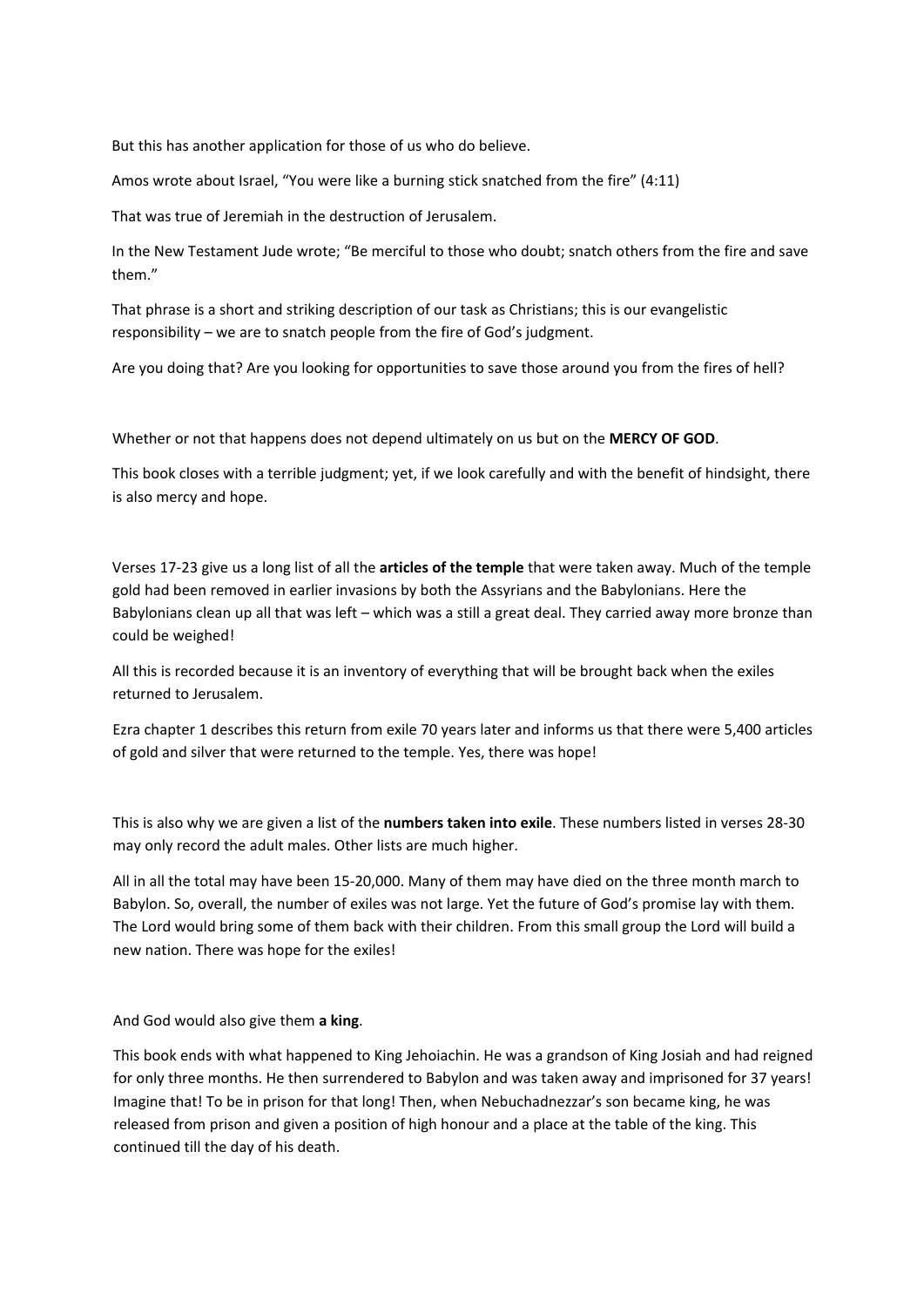But this has another application for those of us who do believe.

Amos wrote about Israel, “You were like a burning stick snatched from the fire” (4:11)

That was true of Jeremiah in the destruction of Jerusalem.

In the New Testament Jude wrote; “Be merciful to those who doubt; snatch others from the fire and save them.”

That phrase is a short and striking description of our task as Christians; this is our evangelistic responsibility – we are to snatch people from the fire of God’s judgment.

Are you doing that? Are you looking for opportunities to save those around you from the fires of hell?

Whether or not that happens does not depend ultimately on us but on the **MERCY OF GOD**.

This book closes with a terrible judgment; yet, if we look carefully and with the benefit of hindsight, there is also mercy and hope.

Verses 17-23 give us a long list of all the **articles of the temple** that were taken away. Much of the temple gold had been removed in earlier invasions by both the Assyrians and the Babylonians. Here the Babylonians clean up all that was left – which was a still a great deal. They carried away more bronze than could be weighed!

All this is recorded because it is an inventory of everything that will be brought back when the exiles returned to Jerusalem.

Ezra chapter 1 describes this return from exile 70 years later and informs us that there were 5,400 articles of gold and silver that were returned to the temple. Yes, there was hope!

This is also why we are given a list of the **numbers taken into exile**. These numbers listed in verses 28-30 may only record the adult males. Other lists are much higher.

All in all the total may have been 15-20,000. Many of them may have died on the three month march to Babylon. So, overall, the number of exiles was not large. Yet the future of God’s promise lay with them. The Lord would bring some of them back with their children. From this small group the Lord will build a new nation. There was hope for the exiles!

And God would also give them **a king**.

This book ends with what happened to King Jehoiachin. He was a grandson of King Josiah and had reigned for only three months. He then surrendered to Babylon and was taken away and imprisoned for 37 years! Imagine that! To be in prison for that long! Then, when Nebuchadnezzar’s son became king, he was released from prison and given a position of high honour and a place at the table of the king. This continued till the day of his death.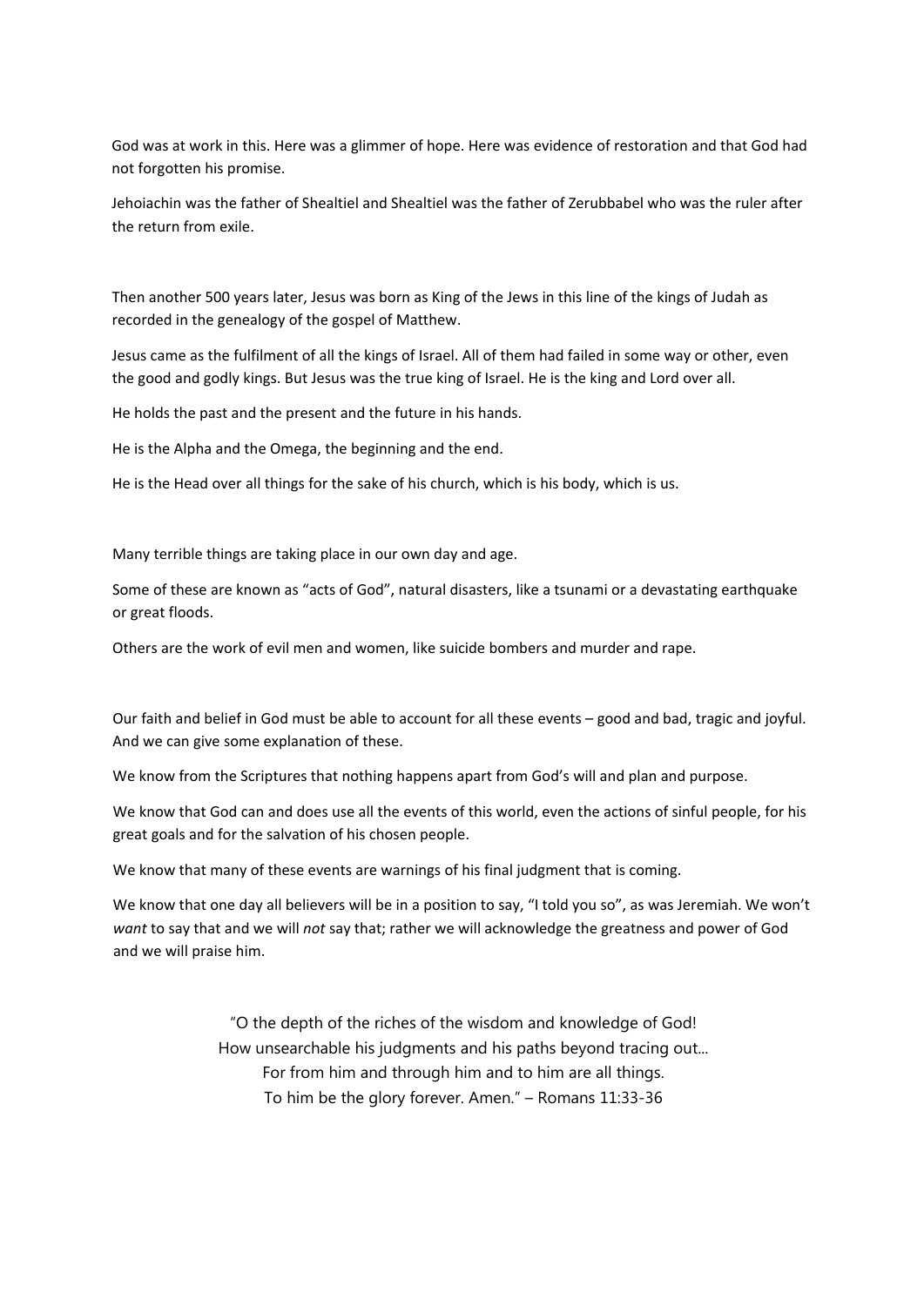God was at work in this. Here was a glimmer of hope. Here was evidence of restoration and that God had not forgotten his promise.

Jehoiachin was the father of Shealtiel and Shealtiel was the father of Zerubbabel who was the ruler after the return from exile.

Then another 500 years later, Jesus was born as King of the Jews in this line of the kings of Judah as recorded in the genealogy of the gospel of Matthew.

Jesus came as the fulfilment of all the kings of Israel. All of them had failed in some way or other, even the good and godly kings. But Jesus was the true king of Israel. He is the king and Lord over all.

He holds the past and the present and the future in his hands.

He is the Alpha and the Omega, the beginning and the end.

He is the Head over all things for the sake of his church, which is his body, which is us.

Many terrible things are taking place in our own day and age.

Some of these are known as "acts of God", natural disasters, like a tsunami or a devastating earthquake or great floods.

Others are the work of evil men and women, like suicide bombers and murder and rape.

Our faith and belief in God must be able to account for all these events – good and bad, tragic and joyful. And we can give some explanation of these.

We know from the Scriptures that nothing happens apart from God's will and plan and purpose.

We know that God can and does use all the events of this world, even the actions of sinful people, for his great goals and for the salvation of his chosen people.

We know that many of these events are warnings of his final judgment that is coming.

We know that one day all believers will be in a position to say, "I told you so", as was Jeremiah. We won't *want* to say that and we will *not* say that; rather we will acknowledge the greatness and power of God and we will praise him.

"O the depth of the riches of the wisdom and knowledge of God!
How unsearchable his judgments and his paths beyond tracing out…
For from him and through him and to him are all things.
To him be the glory forever. Amen." – Romans 11:33-36